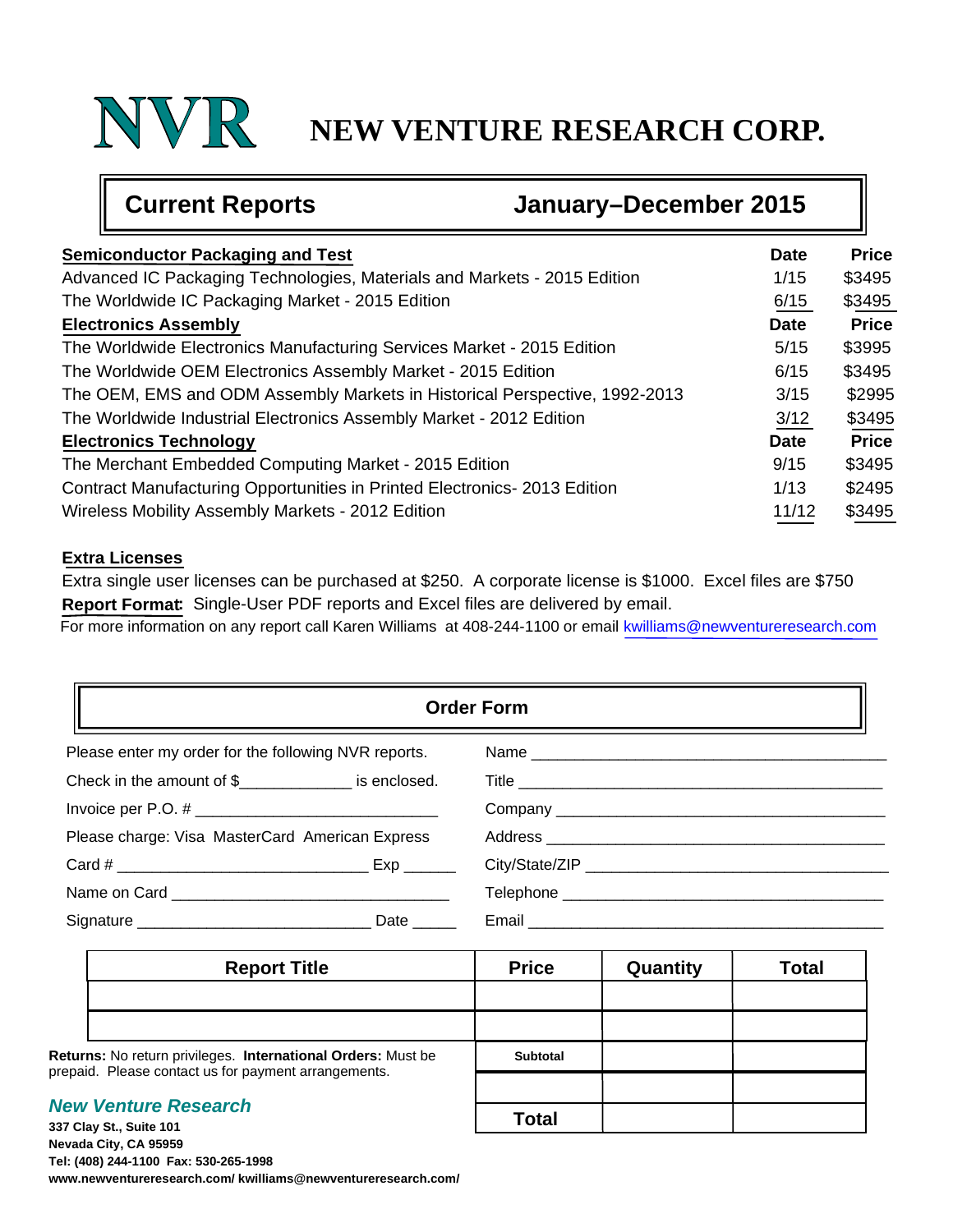# NVR NEW VENTURE RESEARCH CORP.

## Current Reports — January–December 2015

| Semiconductor Packaging and Test | Date | Price |
|---|---|---|
| Advanced IC Packaging Technologies, Materials and Markets - 2015 Edition | 1/15 | $3495 |
| The Worldwide IC Packaging Market - 2015 Edition | 6/15 | $3495 |
| **Electronics Assembly** | **Date** | **Price** |
| The Worldwide Electronics Manufacturing Services Market - 2015 Edition | 5/15 | $3995 |
| The Worldwide OEM Electronics Assembly Market - 2015 Edition | 6/15 | $3495 |
| The OEM, EMS and ODM Assembly Markets in Historical Perspective, 1992-2013 | 3/15 | $2995 |
| The Worldwide Industrial Electronics Assembly Market - 2012 Edition | 3/12 | $3495 |
| **Electronics Technology** | **Date** | **Price** |
| The Merchant Embedded Computing Market - 2015 Edition | 9/15 | $3495 |
| Contract Manufacturing Opportunities in Printed Electronics- 2013 Edition | 1/13 | $2495 |
| Wireless Mobility Assembly Markets - 2012 Edition | 11/12 | $3495 |

**Extra Licenses**

Extra single user licenses can be purchased at $250. A corporate license is $1000. Excel files are $750

**Report Format:** Single-User PDF reports and Excel files are delivered by email.

For more information on any report call Karen Williams at 408-244-1100 or email kwilliams@newventureresearch.com

## Order Form

Please enter my order for the following NVR reports.

Check in the amount of $_____________ is enclosed.

Invoice per P.O. # ____________________________

Please charge: Visa MasterCard American Express

Card # _____________________________ Exp ______

Name on Card ________________________________

Signature __________________________ Date _____

Name ___________________________________________

Title ___________________________________________

Company ________________________________________

Address _________________________________________

City/State/ZIP ___________________________________

Telephone _______________________________________

Email ___________________________________________

| Report Title | Price | Quantity | Total |
|---|---|---|---|
| | | | |
| | | | |
| | Subtotal | | |
| | | | |
| | Total | | |

**Returns:** No return privileges. **International Orders:** Must be prepaid. Please contact us for payment arrangements.

***New Venture Research***

**337 Clay St., Suite 101**
**Nevada City, CA 95959**
**Tel: (408) 244-1100 Fax: 530-265-1998**
**www.newventureresearch.com/ kwilliams@newventureresearch.com/**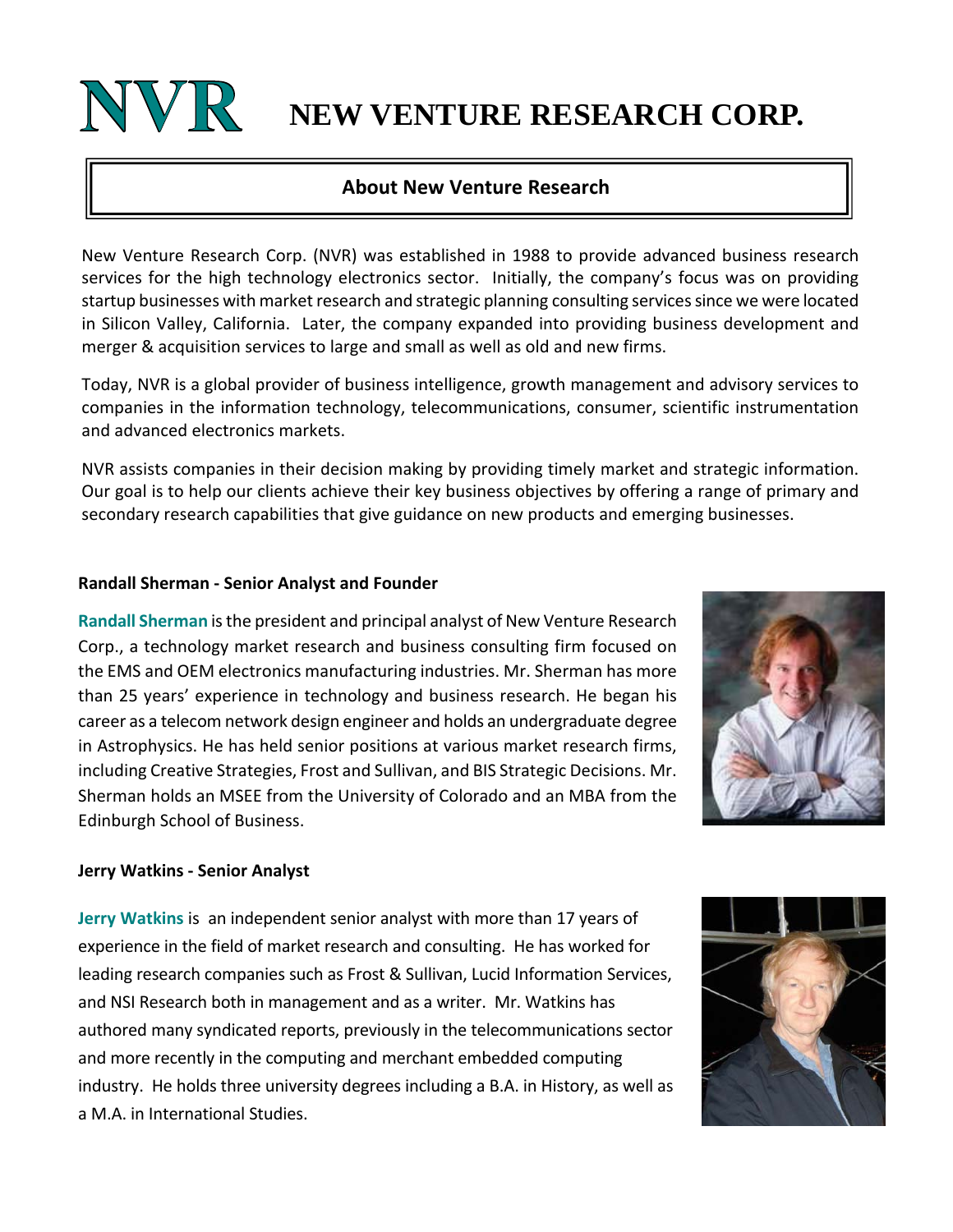# NVR NEW VENTURE RESEARCH CORP.

## About New Venture Research

New Venture Research Corp. (NVR) was established in 1988 to provide advanced business research services for the high technology electronics sector. Initially, the company's focus was on providing startup businesses with market research and strategic planning consulting services since we were located in Silicon Valley, California. Later, the company expanded into providing business development and merger & acquisition services to large and small as well as old and new firms.

Today, NVR is a global provider of business intelligence, growth management and advisory services to companies in the information technology, telecommunications, consumer, scientific instrumentation and advanced electronics markets.

NVR assists companies in their decision making by providing timely market and strategic information. Our goal is to help our clients achieve their key business objectives by offering a range of primary and secondary research capabilities that give guidance on new products and emerging businesses.

**Randall Sherman - Senior Analyst and Founder**

**Randall Sherman** is the president and principal analyst of New Venture Research Corp., a technology market research and business consulting firm focused on the EMS and OEM electronics manufacturing industries. Mr. Sherman has more than 25 years' experience in technology and business research. He began his career as a telecom network design engineer and holds an undergraduate degree in Astrophysics. He has held senior positions at various market research firms, including Creative Strategies, Frost and Sullivan, and BIS Strategic Decisions. Mr. Sherman holds an MSEE from the University of Colorado and an MBA from the Edinburgh School of Business.

**Jerry Watkins - Senior Analyst**

**Jerry Watkins** is an independent senior analyst with more than 17 years of experience in the field of market research and consulting. He has worked for leading research companies such as Frost & Sullivan, Lucid Information Services, and NSI Research both in management and as a writer. Mr. Watkins has authored many syndicated reports, previously in the telecommunications sector and more recently in the computing and merchant embedded computing industry. He holds three university degrees including a B.A. in History, as well as a M.A. in International Studies.